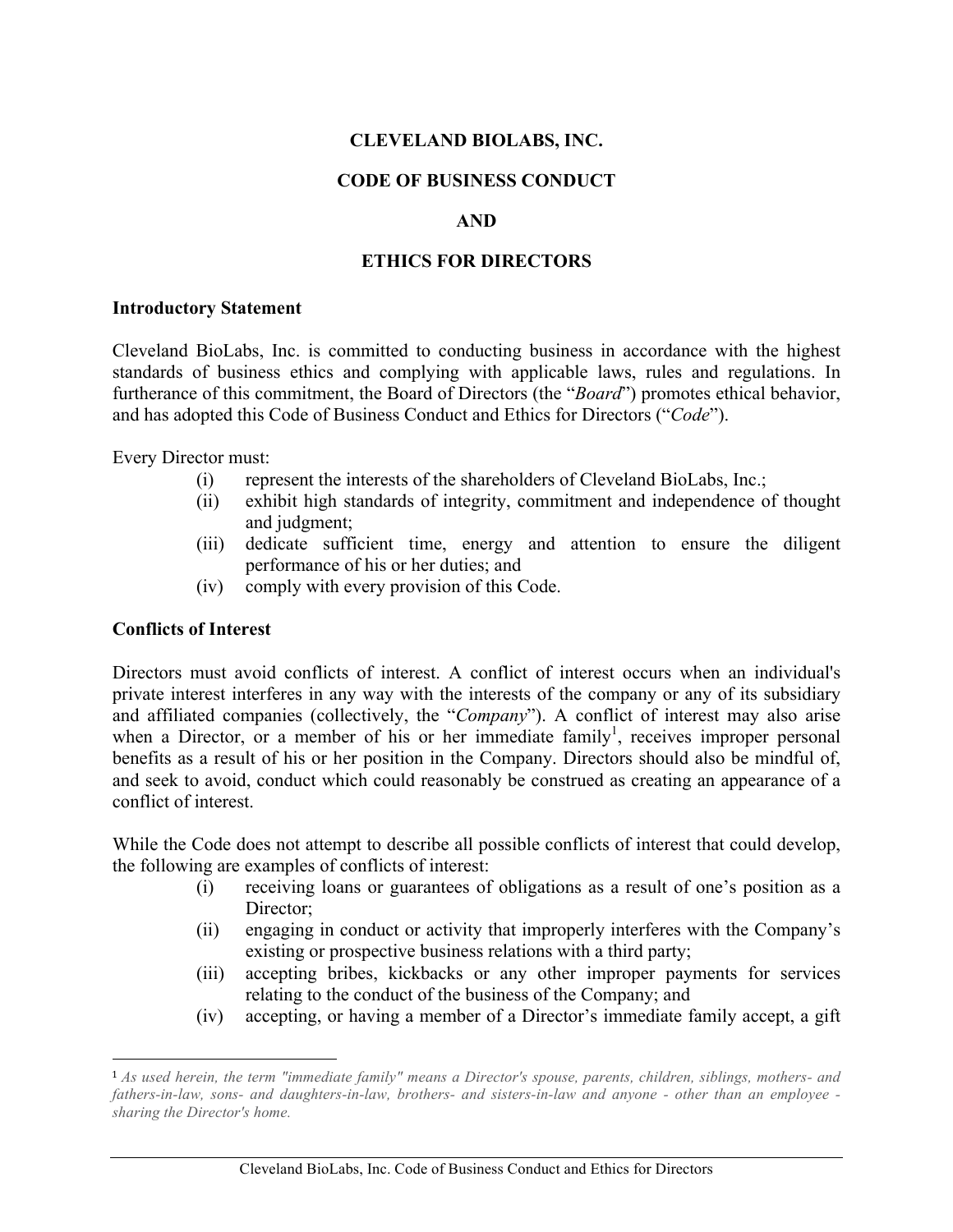# CLEVELAND BIOLABS, INC.

# CODE OF BUSINESS CONDUCT

# AND

# ETHICS FOR DIRECTORS

**Introductory Statement**

Cleveland BioLabs, Inc. is committed to conducting business in accordance with the highest standards of business ethics and complying with applicable laws, rules and regulations. In furtherance of this commitment, the Board of Directors (the "*Board*") promotes ethical behavior, and has adopted this Code of Business Conduct and Ethics for Directors ("*Code*").

Every Director must:

- (i) represent the interests of the shareholders of Cleveland BioLabs, Inc.;
- (ii) exhibit high standards of integrity, commitment and independence of thought and judgment;
- (iii) dedicate sufficient time, energy and attention to ensure the diligent performance of his or her duties; and
- (iv) comply with every provision of this Code.

**Conflicts of Interest**

Directors must avoid conflicts of interest. A conflict of interest occurs when an individual's private interest interferes in any way with the interests of the company or any of its subsidiary and affiliated companies (collectively, the "*Company*"). A conflict of interest may also arise when a Director, or a member of his or her immediate family[1], receives improper personal benefits as a result of his or her position in the Company. Directors should also be mindful of, and seek to avoid, conduct which could reasonably be construed as creating an appearance of a conflict of interest.

While the Code does not attempt to describe all possible conflicts of interest that could develop, the following are examples of conflicts of interest:

- (i) receiving loans or guarantees of obligations as a result of one's position as a Director;
- (ii) engaging in conduct or activity that improperly interferes with the Company's existing or prospective business relations with a third party;
- (iii) accepting bribes, kickbacks or any other improper payments for services relating to the conduct of the business of the Company; and
- (iv) accepting, or having a member of a Director's immediate family accept, a gift

---

[1] *As used herein, the term "immediate family" means a Director's spouse, parents, children, siblings, mothers- and fathers-in-law, sons- and daughters-in-law, brothers- and sisters-in-law and anyone - other than an employee - sharing the Director's home.*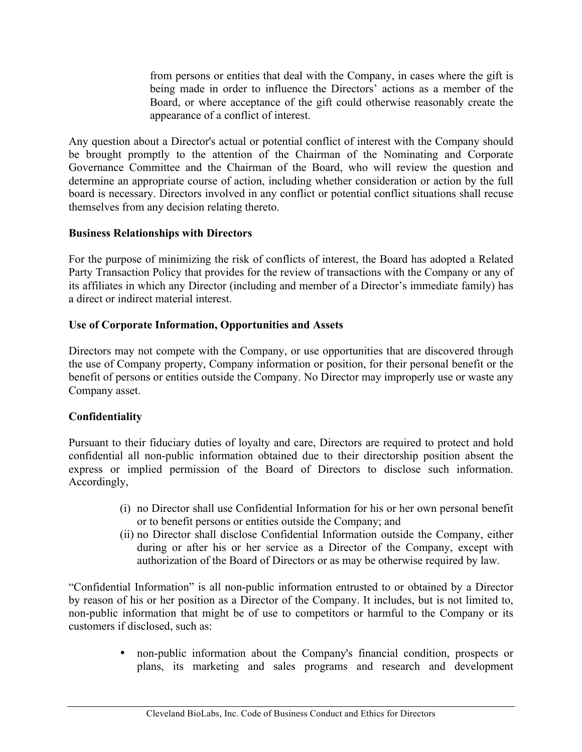from persons or entities that deal with the Company, in cases where the gift is being made in order to influence the Directors' actions as a member of the Board, or where acceptance of the gift could otherwise reasonably create the appearance of a conflict of interest.

Any question about a Director's actual or potential conflict of interest with the Company should be brought promptly to the attention of the Chairman of the Nominating and Corporate Governance Committee and the Chairman of the Board, who will review the question and determine an appropriate course of action, including whether consideration or action by the full board is necessary. Directors involved in any conflict or potential conflict situations shall recuse themselves from any decision relating thereto.

**Business Relationships with Directors**

For the purpose of minimizing the risk of conflicts of interest, the Board has adopted a Related Party Transaction Policy that provides for the review of transactions with the Company or any of its affiliates in which any Director (including and member of a Director's immediate family) has a direct or indirect material interest.

**Use of Corporate Information, Opportunities and Assets**

Directors may not compete with the Company, or use opportunities that are discovered through the use of Company property, Company information or position, for their personal benefit or the benefit of persons or entities outside the Company. No Director may improperly use or waste any Company asset.

**Confidentiality**

Pursuant to their fiduciary duties of loyalty and care, Directors are required to protect and hold confidential all non-public information obtained due to their directorship position absent the express or implied permission of the Board of Directors to disclose such information. Accordingly,

(i) no Director shall use Confidential Information for his or her own personal benefit or to benefit persons or entities outside the Company; and
(ii) no Director shall disclose Confidential Information outside the Company, either during or after his or her service as a Director of the Company, except with authorization of the Board of Directors or as may be otherwise required by law.

"Confidential Information" is all non-public information entrusted to or obtained by a Director by reason of his or her position as a Director of the Company. It includes, but is not limited to, non-public information that might be of use to competitors or harmful to the Company or its customers if disclosed, such as:

- non-public information about the Company's financial condition, prospects or plans, its marketing and sales programs and research and development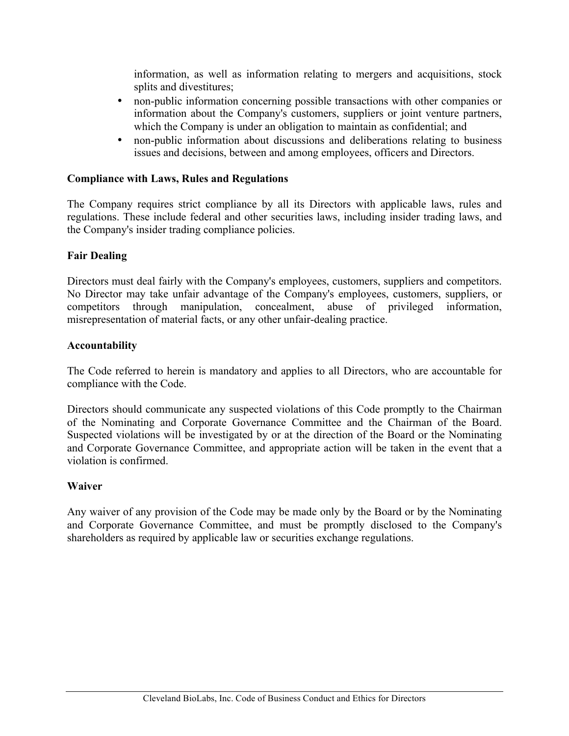information, as well as information relating to mergers and acquisitions, stock splits and divestitures;

- non-public information concerning possible transactions with other companies or information about the Company's customers, suppliers or joint venture partners, which the Company is under an obligation to maintain as confidential; and
- non-public information about discussions and deliberations relating to business issues and decisions, between and among employees, officers and Directors.

**Compliance with Laws, Rules and Regulations**

The Company requires strict compliance by all its Directors with applicable laws, rules and regulations. These include federal and other securities laws, including insider trading laws, and the Company's insider trading compliance policies.

**Fair Dealing**

Directors must deal fairly with the Company's employees, customers, suppliers and competitors. No Director may take unfair advantage of the Company's employees, customers, suppliers, or competitors through manipulation, concealment, abuse of privileged information, misrepresentation of material facts, or any other unfair-dealing practice.

**Accountability**

The Code referred to herein is mandatory and applies to all Directors, who are accountable for compliance with the Code.

Directors should communicate any suspected violations of this Code promptly to the Chairman of the Nominating and Corporate Governance Committee and the Chairman of the Board. Suspected violations will be investigated by or at the direction of the Board or the Nominating and Corporate Governance Committee, and appropriate action will be taken in the event that a violation is confirmed.

**Waiver**

Any waiver of any provision of the Code may be made only by the Board or by the Nominating and Corporate Governance Committee, and must be promptly disclosed to the Company's shareholders as required by applicable law or securities exchange regulations.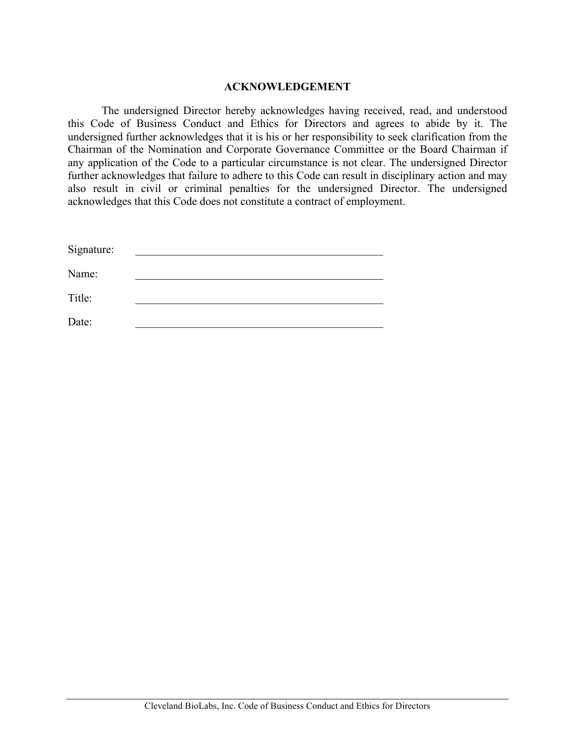# ACKNOWLEDGEMENT

The undersigned Director hereby acknowledges having received, read, and understood this Code of Business Conduct and Ethics for Directors and agrees to abide by it. The undersigned further acknowledges that it is his or her responsibility to seek clarification from the Chairman of the Nomination and Corporate Governance Committee or the Board Chairman if any application of the Code to a particular circumstance is not clear. The undersigned Director further acknowledges that failure to adhere to this Code can result in disciplinary action and may also result in civil or criminal penalties for the undersigned Director. The undersigned acknowledges that this Code does not constitute a contract of employment.

Signature: ______________________________________________

Name: ______________________________________________

Title: ______________________________________________

Date: ______________________________________________